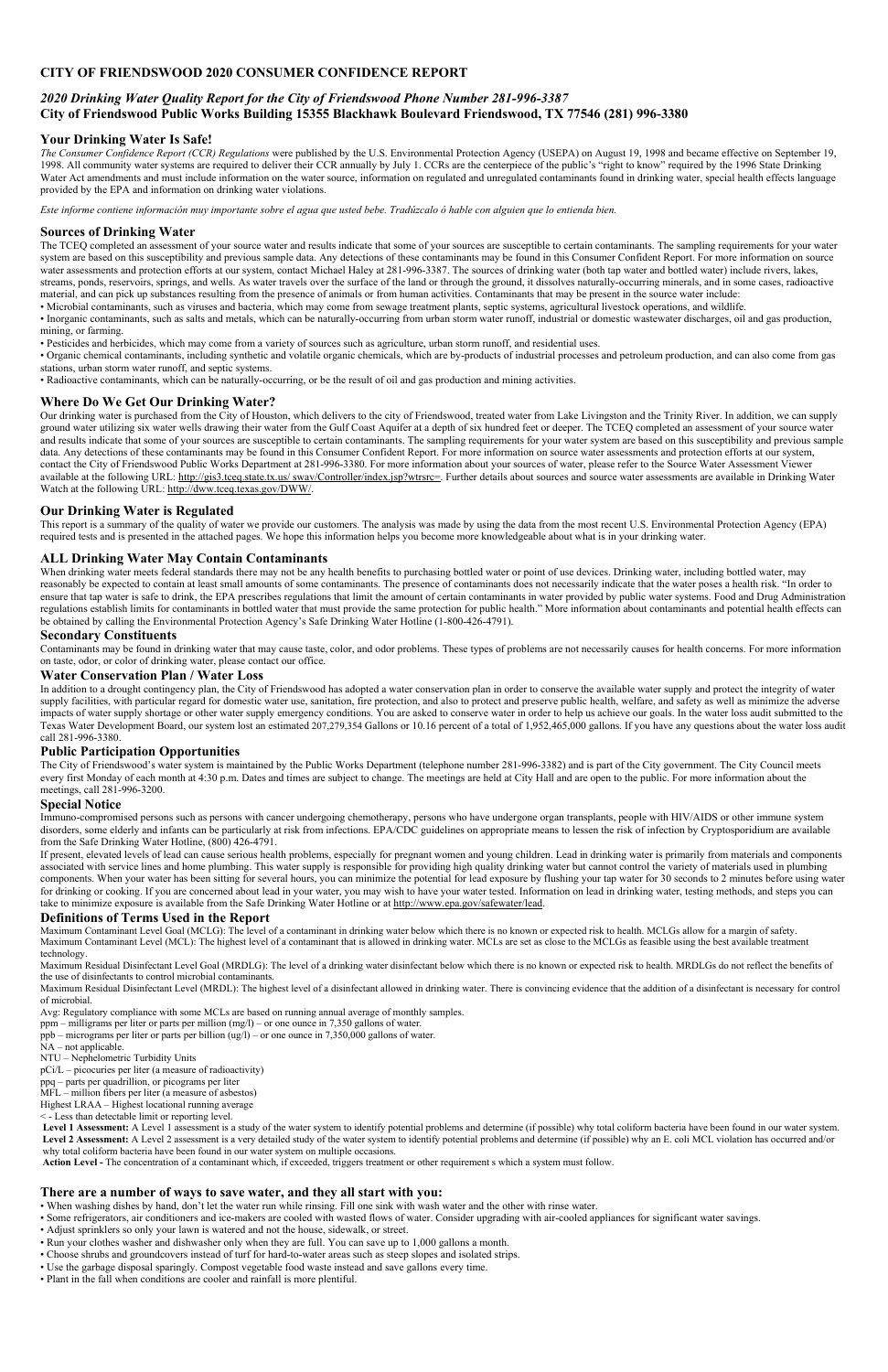# CITY OF FRIENDSWOOD 2020 CONSUMER CONFIDENCE REPORT

## *2020 Drinking Water Quality Report for the City of Friendswood Phone Number 281-996-3387*

**City of Friendswood Public Works Building 15355 Blackhawk Boulevard Friendswood, TX 77546 (281) 996-3380**

### Your Drinking Water Is Safe!

*The Consumer Confidence Report (CCR) Regulations* were published by the U.S. Environmental Protection Agency (USEPA) on August 19, 1998 and became effective on September 19, 1998. All community water systems are required to deliver their CCR annually by July 1. CCRs are the centerpiece of the public's "right to know" required by the 1996 State Drinking Water Act amendments and must include information on the water source, information on regulated and unregulated contaminants found in drinking water, special health effects language provided by the EPA and information on drinking water violations.

*Este informe contiene información muy importante sobre el agua que usted bebe. Tradúzcalo ó hable con alguien que lo entienda bien.*

### Sources of Drinking Water

The TCEQ completed an assessment of your source water and results indicate that some of your sources are susceptible to certain contaminants. The sampling requirements for your water system are based on this susceptibility and previous sample data. Any detections of these contaminants may be found in this Consumer Confident Report. For more information on source water assessments and protection efforts at our system, contact Michael Haley at 281-996-3387. The sources of drinking water (both tap water and bottled water) include rivers, lakes, streams, ponds, reservoirs, springs, and wells. As water travels over the surface of the land or through the ground, it dissolves naturally-occurring minerals, and in some cases, radioactive material, and can pick up substances resulting from the presence of animals or from human activities. Contaminants that may be present in the source water include:

- Microbial contaminants, such as viruses and bacteria, which may come from sewage treatment plants, septic systems, agricultural livestock operations, and wildlife.
- Inorganic contaminants, such as salts and metals, which can be naturally-occurring from urban storm water runoff, industrial or domestic wastewater discharges, oil and gas production, mining, or farming.
- Pesticides and herbicides, which may come from a variety of sources such as agriculture, urban storm runoff, and residential uses.
- Organic chemical contaminants, including synthetic and volatile organic chemicals, which are by-products of industrial processes and petroleum production, and can also come from gas stations, urban storm water runoff, and septic systems.
- Radioactive contaminants, which can be naturally-occurring, or be the result of oil and gas production and mining activities.

### Where Do We Get Our Drinking Water?

Our drinking water is purchased from the City of Houston, which delivers to the city of Friendswood, treated water from Lake Livingston and the Trinity River. In addition, we can supply ground water utilizing six water wells drawing their water from the Gulf Coast Aquifer at a depth of six hundred feet or deeper. The TCEQ completed an assessment of your source water and results indicate that some of your sources are susceptible to certain contaminants. The sampling requirements for your water system are based on this susceptibility and previous sample data. Any detections of these contaminants may be found in this Consumer Confident Report. For more information on source water assessments and protection efforts at our system, contact the City of Friendswood Public Works Department at 281-996-3380. For more information about your sources of water, please refer to the Source Water Assessment Viewer available at the following URL: http://gis3.tceq.state.tx.us/ swav/Controller/index.jsp?wtrsrc=. Further details about sources and source water assessments are available in Drinking Water Watch at the following URL: http://dww.tceq.texas.gov/DWW/.

### Our Drinking Water is Regulated

This report is a summary of the quality of water we provide our customers. The analysis was made by using the data from the most recent U.S. Environmental Protection Agency (EPA) required tests and is presented in the attached pages. We hope this information helps you become more knowledgeable about what is in your drinking water.

### ALL Drinking Water May Contain Contaminants

When drinking water meets federal standards there may not be any health benefits to purchasing bottled water or point of use devices. Drinking water, including bottled water, may reasonably be expected to contain at least small amounts of some contaminants. The presence of contaminants does not necessarily indicate that the water poses a health risk. "In order to ensure that tap water is safe to drink, the EPA prescribes regulations that limit the amount of certain contaminants in water provided by public water systems. Food and Drug Administration regulations establish limits for contaminants in bottled water that must provide the same protection for public health." More information about contaminants and potential health effects can be obtained by calling the Environmental Protection Agency's Safe Drinking Water Hotline (1-800-426-4791).

### Secondary Constituents

Contaminants may be found in drinking water that may cause taste, color, and odor problems. These types of problems are not necessarily causes for health concerns. For more information on taste, odor, or color of drinking water, please contact our office.

### Water Conservation Plan / Water Loss

In addition to a drought contingency plan, the City of Friendswood has adopted a water conservation plan in order to conserve the available water supply and protect the integrity of water supply facilities, with particular regard for domestic water use, sanitation, fire protection, and also to protect and preserve public health, welfare, and safety as well as minimize the adverse impacts of water supply shortage or other water supply emergency conditions. You are asked to conserve water in order to help us achieve our goals. In the water loss audit submitted to the Texas Water Development Board, our system lost an estimated 207,279,354 Gallons or 10.16 percent of a total of 1,952,465,000 gallons. If you have any questions about the water loss audit call 281-996-3380.

### Public Participation Opportunities

The City of Friendswood's water system is maintained by the Public Works Department (telephone number 281-996-3382) and is part of the City government. The City Council meets every first Monday of each month at 4:30 p.m. Dates and times are subject to change. The meetings are held at City Hall and are open to the public. For more information about the meetings, call 281-996-3200.

### Special Notice

Immuno-compromised persons such as persons with cancer undergoing chemotherapy, persons who have undergone organ transplants, people with HIV/AIDS or other immune system disorders, some elderly and infants can be particularly at risk from infections. EPA/CDC guidelines on appropriate means to lessen the risk of infection by Cryptosporidium are available from the Safe Drinking Water Hotline, (800) 426-4791.

If present, elevated levels of lead can cause serious health problems, especially for pregnant women and young children. Lead in drinking water is primarily from materials and components associated with service lines and home plumbing. This water supply is responsible for providing high quality drinking water but cannot control the variety of materials used in plumbing components. When your water has been sitting for several hours, you can minimize the potential for lead exposure by flushing your tap water for 30 seconds to 2 minutes before using water for drinking or cooking. If you are concerned about lead in your water, you may wish to have your water tested. Information on lead in drinking water, testing methods, and steps you can take to minimize exposure is available from the Safe Drinking Water Hotline or at http://www.epa.gov/safewater/lead.

### Definitions of Terms Used in the Report

Maximum Contaminant Level Goal (MCLG): The level of a contaminant in drinking water below which there is no known or expected risk to health. MCLGs allow for a margin of safety.
Maximum Contaminant Level (MCL): The highest level of a contaminant that is allowed in drinking water. MCLs are set as close to the MCLGs as feasible using the best available treatment technology.
Maximum Residual Disinfectant Level Goal (MRDLG): The level of a drinking water disinfectant below which there is no known or expected risk to health. MRDLGs do not reflect the benefits of the use of disinfectants to control microbial contaminants.
Maximum Residual Disinfectant Level (MRDL): The highest level of a disinfectant allowed in drinking water. There is convincing evidence that the addition of a disinfectant is necessary for control of microbial.
Avg: Regulatory compliance with some MCLs are based on running annual average of monthly samples.
ppm – milligrams per liter or parts per million (mg/l) – or one ounce in 7,350 gallons of water.
ppb – micrograms per liter or parts per billion (ug/l) – or one ounce in 7,350,000 gallons of water.
NA – not applicable.
NTU – Nephelometric Turbidity Units
pCi/L – picocuries per liter (a measure of radioactivity)
ppq – parts per quadrillion, or picograms per liter
MFL – million fibers per liter (a measure of asbestos)
Highest LRAA – Highest locational running average
< - Less than detectable limit or reporting level.
**Level 1 Assessment:** A Level 1 assessment is a study of the water system to identify potential problems and determine (if possible) why total coliform bacteria have been found in our water system.
**Level 2 Assessment:** A Level 2 assessment is a very detailed study of the water system to identify potential problems and determine (if possible) why an E. coli MCL violation has occurred and/or why total coliform bacteria have been found in our water system on multiple occasions.
**Action Level -** The concentration of a contaminant which, if exceeded, triggers treatment or other requirement s which a system must follow.

### There are a number of ways to save water, and they all start with you:

- When washing dishes by hand, don't let the water run while rinsing. Fill one sink with wash water and the other with rinse water.
- Some refrigerators, air conditioners and ice-makers are cooled with wasted flows of water. Consider upgrading with air-cooled appliances for significant water savings.
- Adjust sprinklers so only your lawn is watered and not the house, sidewalk, or street.
- Run your clothes washer and dishwasher only when they are full. You can save up to 1,000 gallons a month.
- Choose shrubs and groundcovers instead of turf for hard-to-water areas such as steep slopes and isolated strips.
- Use the garbage disposal sparingly. Compost vegetable food waste instead and save gallons every time.
- Plant in the fall when conditions are cooler and rainfall is more plentiful.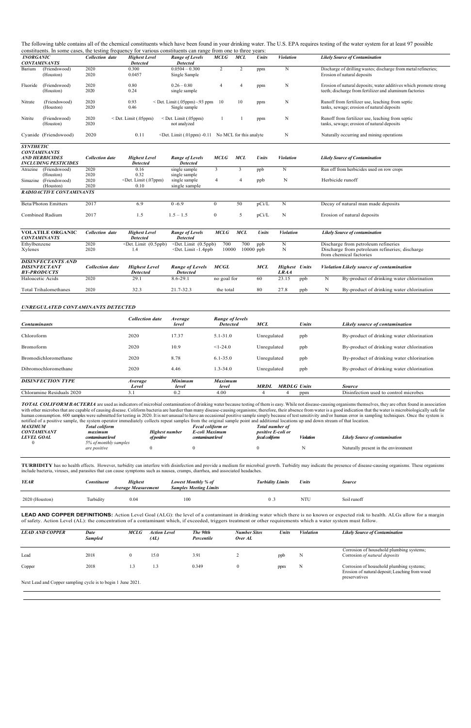The following table contains all of the chemical constituents which have been found in your drinking water. The U.S. EPA requires testing of the water system for at least 97 possible constituents. In some cases, the testing frequency for various constituents can range from one to three years:

| *INORGANIC CONTAMINANTS* | *Collection date* | *Highest Level Detected* | *Range of Levels Detected* | *MCLG* | *MCL* | *Units* | *Violation* | *Likely Source of Contamination* |
|---|---|---|---|---|---|---|---|---|
| Barium (Friendswood) (Houston) | 2020 2020 | 0.300 0.0457 | 0.0504 – 0.300 Single Sample | 2 | 2 | ppm | N | Discharge of drilling wastes; discharge from metal refineries; Erosion of natural deposits |
| Fluoride (Friendswood) (Houston) | 2020 2020 | 0.80 0.24 | 0.26 – 0.80 single sample | 4 | 4 | ppm | N | Erosion of natural deposits; water additives which promote strong teeth; discharge from fertilizer and aluminum factories |
| Nitrate (Friendswood) (Houston) | 2020 2020 | 0.93 0.46 | < Det. Limit (.05ppm) - .93 ppm Single sample | 10 | 10 | ppm | N | Runoff from fertilizer use, leaching from septic tanks, sewage; erosion of natural deposits |
| Nitrite (Friendswood) (Houston) | 2020 2020 | < Det. Limit (.05ppm) | < Det. Limit (.05ppm) not analyzed | 1 | 1 | ppm | N | Runoff from fertilizer use, leaching from septic tanks, sewage; erosion of natural deposits |
| Cyanide (Friendswood) | 2020 | 0.11 | <Det. Limit (.01ppm) -0.11 | No MCL for this analyte | | | N | Naturally occurring and mining operations |

| *SYNTHETIC CONTAMINANTS AND HERBICIDES INCLUDING PESTICIDES* | *Collection date* | *Highest Level Detected* | *Range of Levels Detected* | *MCLG* | *MCL* | *Units* | *Violation* | *Likely Source of Contamination* |
|---|---|---|---|---|---|---|---|---|
| Atrazine (Friendswood) (Houston) | 2020 2020 | 0.16 0.32 | single sample single sample | 3 | 3 | ppb | N | Run off from herbicides used on row crops |
| Simazine (Friendswood) (Houston) | 2020 2020 | <Det. Limit (.07ppm) 0.10 | single sample single sample | 4 | 4 | ppb | N | Herbicide runoff |
| *RADIOACTIVE CONTAMINANTS* | | | | | | | | |
| Beta/Photon Emitters | 2017 | 6.9 | 0 -6.9 | 0 | 50 | pCi/L | N | Decay of natural man made deposits |
| Combined Radium | 2017 | 1.5 | 1.5 – 1.5 | 0 | 5 | pCi/L | N | Erosion of natural deposits |

| *VOLATILE ORGANIC CONTAMINANTS* | *Collection date* | *Highest Level Detected* | *Range of Levels Detected* | *MCLG* | *MCL* | *Units* | *Violation* | *Likely Source of contamination* |
|---|---|---|---|---|---|---|---|---|
| Ethylbenzene | 2020 | <Det. Limit (0.5ppb) | <Det. Limit (0.5ppb) | 700 | 700 | ppb | N | Discharge from petroleum refineries |
| Xylenes | 2020 | 1.4 | <Det. Limit -1.4ppb | 10000 | 10000 | ppb | N | Discharge from petroleum refineries; discharge from chemical factories |

| *DISINFECTANTS AND DISINFECTANT BY-PRODUCTS* | *Collection date* | *Highest Level Detected* | *Range of Levels Detected* | *MCGL* | *MCL* | *Highest LRAA* | *Units* | *Violation* | *Likely source of contamination* |
|---|---|---|---|---|---|---|---|---|---|
| Haloacetic Acids | 2020 | 29.1 | 8.6-29.1 | no goal for | 60 | 23.15 | ppb | N | By-product of drinking water chlorination |
| Total Trihalomethanes | 2020 | 32.3 | 21.7-32.3 | the total | 80 | 27.8 | ppb | N | By-product of drinking water chlorination |

***UNREGULATED CONTAMINANTS DETECTED***

| *Contaminants* | *Collection date* | *Average level* | *Range of levels Detected* | *MCL* | *Units* | *Likely source of contamination* |
|---|---|---|---|---|---|---|
| Chloroform | 2020 | 17.37 | 5.1-31.0 | Unregulated | ppb | By-product of drinking water chlorination |
| Bromoform | 2020 | 10.9 | <1-24.0 | Unregulated | ppb | By-product of drinking water chlorination |
| Bromodichloromethane | 2020 | 8.78 | 6.1-35.0 | Unregulated | ppb | By-product of drinking water chlorination |
| Dibromochloromethane | 2020 | 4.46 | 1.3-34.0 | Unregulated | ppb | By-product of drinking water chlorination |

| *DISINFECTION TYPE* | *Average Level* | *Minimum level* | *Maximum level* | *MRDL* | *MRDLG* | *Units* | *Source* |
|---|---|---|---|---|---|---|---|
| Chloramine Residuals 2020 | 3.1 | 0.2 | 4.00 | 4 | 4 | ppm | Disinfection used to control microbes |

***TOTAL COLIFORM BACTERIA*** are used as indicators of microbial contamination of drinking water because testing of them is easy. While not disease-causing organisms themselves, they are often found in association with other microbes that are capable of causing disease. Coliform bacteria are hardier than many disease-causing organisms; therefore, their absence from water is a good indication that the water is microbiologically safe for human consumption. 600 samples were submitted for testing in 2020. It is not unusual to have an occasional positive sample simply because of test sensitivity and/or human error in sampling techniques. Once the system is notified of a positive sample, the system operator immediately collects repeat samples from the original sample point and additional locations up and down stream of that location.

| *MAXIMUM CONTAMINANT LEVEL GOAL* | *Total coliform maximum contaminant level* | *Highest number of positive* | *Fecal coliform or E-coli Maximum contaminant level* | *Total number of positive E-coli or fecal coliform* | *Violation* | *Likely Source of contamination* |
|---|---|---|---|---|---|---|
| 0 | 5% of monthly samples are positive | 0 | 0 | 0 | N | Naturally present in the environment |

**TURBIDITY** has no health effects. However, turbidity can interfere with disinfection and provide a medium for microbial growth. Turbidity may indicate the presence of disease-causing organisms. These organisms include bacteria, viruses, and parasites that can cause symptoms such as nausea, cramps, diarrhea, and associated headaches.

| *YEAR* | *Constituent* | *Highest Average Measurement* | *Lowest Monthly % of Samples Meeting Limits* | *Turbidity Limits* | *Units* | *Source* |
|---|---|---|---|---|---|---|
| 2020 (Houston) | Turbidity | 0.04 | 100 | 0 .3 | NTU | Soil runoff |

**LEAD AND COPPER DEFINITIONS:** Action Level Goal (ALG): the level of a contaminant in drinking water which there is no known or expected risk to health. ALGs allow for a margin of safety. Action Level (AL): the concentration of a contaminant which, if exceeded, triggers treatment or other requirements which a water system must follow.

| *LEAD AND COPPER* | *Date Sampled* | *MCLG* | *Action Level (AL)* | *The 90th Percentile* | *Number Sites Over AL* | *Units* | *Violation* | *Likely Source of Contamination* |
|---|---|---|---|---|---|---|---|---|
| Lead | 2018 | 0 | 15.0 | 3.91 | 2 | ppb | N | Corrosion of household plumbing systems; Corrosion *of natural deposits* |
| Copper | 2018 | 1.3 | 1.3 | 0.349 | 0 | ppm | N | Corrosion of household plumbing systems; Erosion of natural deposit; Leaching from wood preservatives |

Next Lead and Copper sampling cycle is to begin 1 June 2021.